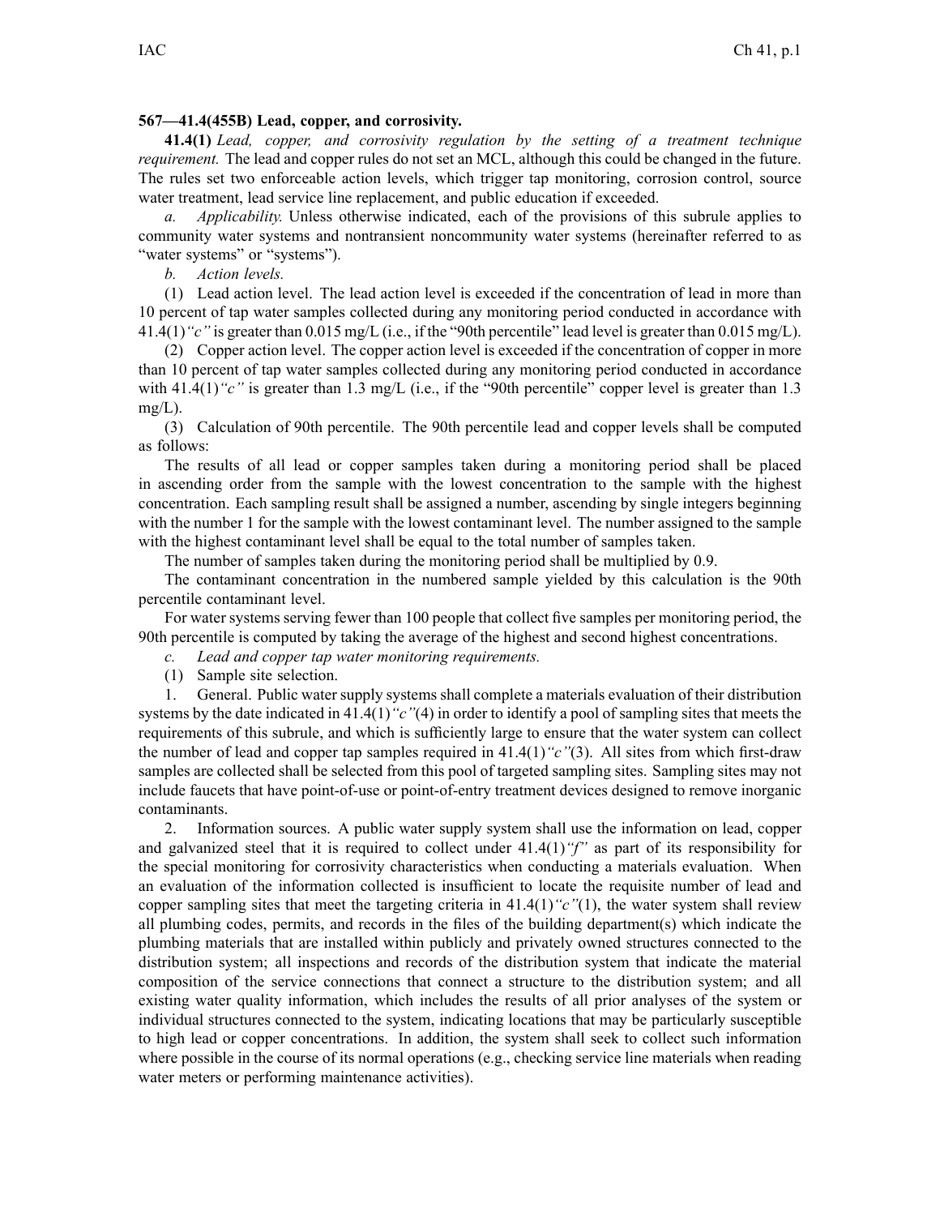**567—41.4(455B) Lead, copper, and corrosivity.**

**41.4(1)** *Lead, copper, and corrosivity regulation by the setting of a treatment technique requirement.* The lead and copper rules do not set an MCL, although this could be changed in the future. The rules set two enforceable action levels, which trigger tap monitoring, corrosion control, source water treatment, lead service line replacement, and public education if exceeded.

*a. Applicability.* Unless otherwise indicated, each of the provisions of this subrule applies to community water systems and nontransient noncommunity water systems (hereinafter referred to as "water systems" or "systems").

*b. Action levels.*

(1) Lead action level. The lead action level is exceeded if the concentration of lead in more than 10 percent of tap water samples collected during any monitoring period conducted in accordance with 41.4(1)*"c"* is greater than 0.015 mg/L (i.e., if the "90th percentile" lead level is greater than 0.015 mg/L).

(2) Copper action level. The copper action level is exceeded if the concentration of copper in more than 10 percent of tap water samples collected during any monitoring period conducted in accordance with 41.4(1)*"c"* is greater than 1.3 mg/L (i.e., if the "90th percentile" copper level is greater than 1.3 mg/L).

(3) Calculation of 90th percentile. The 90th percentile lead and copper levels shall be computed as follows:

The results of all lead or copper samples taken during a monitoring period shall be placed in ascending order from the sample with the lowest concentration to the sample with the highest concentration. Each sampling result shall be assigned a number, ascending by single integers beginning with the number 1 for the sample with the lowest contaminant level. The number assigned to the sample with the highest contaminant level shall be equal to the total number of samples taken.

The number of samples taken during the monitoring period shall be multiplied by 0.9.

The contaminant concentration in the numbered sample yielded by this calculation is the 90th percentile contaminant level.

For water systems serving fewer than 100 people that collect five samples per monitoring period, the 90th percentile is computed by taking the average of the highest and second highest concentrations.

*c. Lead and copper tap water monitoring requirements.*

(1) Sample site selection.

1. General. Public water supply systems shall complete a materials evaluation of their distribution systems by the date indicated in 41.4(1)*"c"*(4) in order to identify a pool of sampling sites that meets the requirements of this subrule, and which is sufficiently large to ensure that the water system can collect the number of lead and copper tap samples required in 41.4(1)*"c"*(3). All sites from which first-draw samples are collected shall be selected from this pool of targeted sampling sites. Sampling sites may not include faucets that have point-of-use or point-of-entry treatment devices designed to remove inorganic contaminants.

2. Information sources. A public water supply system shall use the information on lead, copper and galvanized steel that it is required to collect under 41.4(1)*"f"* as part of its responsibility for the special monitoring for corrosivity characteristics when conducting a materials evaluation. When an evaluation of the information collected is insufficient to locate the requisite number of lead and copper sampling sites that meet the targeting criteria in 41.4(1)*"c"*(1), the water system shall review all plumbing codes, permits, and records in the files of the building department(s) which indicate the plumbing materials that are installed within publicly and privately owned structures connected to the distribution system; all inspections and records of the distribution system that indicate the material composition of the service connections that connect a structure to the distribution system; and all existing water quality information, which includes the results of all prior analyses of the system or individual structures connected to the system, indicating locations that may be particularly susceptible to high lead or copper concentrations. In addition, the system shall seek to collect such information where possible in the course of its normal operations (e.g., checking service line materials when reading water meters or performing maintenance activities).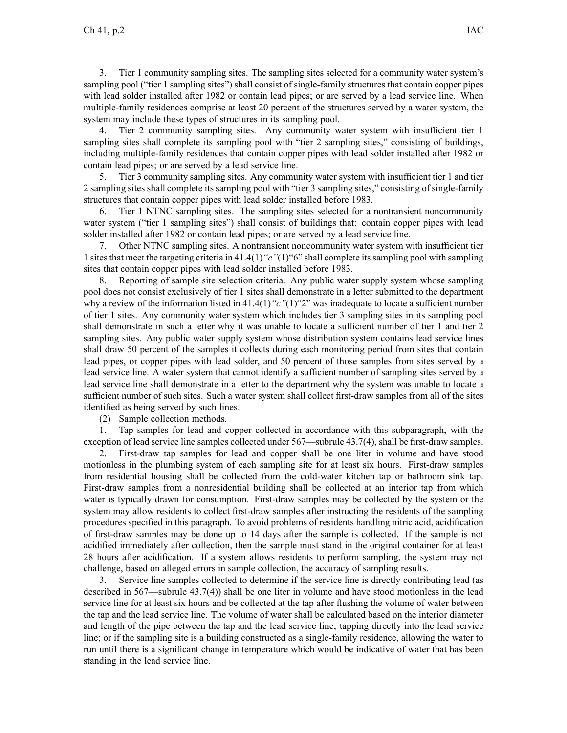3. Tier 1 community sampling sites. The sampling sites selected for a community water system's sampling pool ("tier 1 sampling sites") shall consist of single-family structures that contain copper pipes with lead solder installed after 1982 or contain lead pipes; or are served by a lead service line. When multiple-family residences comprise at least 20 percent of the structures served by a water system, the system may include these types of structures in its sampling pool.

4. Tier 2 community sampling sites. Any community water system with insufficient tier 1 sampling sites shall complete its sampling pool with "tier 2 sampling sites," consisting of buildings, including multiple-family residences that contain copper pipes with lead solder installed after 1982 or contain lead pipes; or are served by a lead service line.

5. Tier 3 community sampling sites. Any community water system with insufficient tier 1 and tier 2 sampling sites shall complete its sampling pool with "tier 3 sampling sites," consisting of single-family structures that contain copper pipes with lead solder installed before 1983.

6. Tier 1 NTNC sampling sites. The sampling sites selected for a nontransient noncommunity water system ("tier 1 sampling sites") shall consist of buildings that: contain copper pipes with lead solder installed after 1982 or contain lead pipes; or are served by a lead service line.

7. Other NTNC sampling sites. A nontransient noncommunity water system with insufficient tier 1 sites that meet the targeting criteria in 41.4(1)*"c"*(1)"6" shall complete its sampling pool with sampling sites that contain copper pipes with lead solder installed before 1983.

8. Reporting of sample site selection criteria. Any public water supply system whose sampling pool does not consist exclusively of tier 1 sites shall demonstrate in a letter submitted to the department why a review of the information listed in 41.4(1)*"c"*(1)"2" was inadequate to locate a sufficient number of tier 1 sites. Any community water system which includes tier 3 sampling sites in its sampling pool shall demonstrate in such a letter why it was unable to locate a sufficient number of tier 1 and tier 2 sampling sites. Any public water supply system whose distribution system contains lead service lines shall draw 50 percent of the samples it collects during each monitoring period from sites that contain lead pipes, or copper pipes with lead solder, and 50 percent of those samples from sites served by a lead service line. A water system that cannot identify a sufficient number of sampling sites served by a lead service line shall demonstrate in a letter to the department why the system was unable to locate a sufficient number of such sites. Such a water system shall collect first-draw samples from all of the sites identified as being served by such lines.

(2) Sample collection methods.

1. Tap samples for lead and copper collected in accordance with this subparagraph, with the exception of lead service line samples collected under 567—subrule 43.7(4), shall be first-draw samples.

2. First-draw tap samples for lead and copper shall be one liter in volume and have stood motionless in the plumbing system of each sampling site for at least six hours. First-draw samples from residential housing shall be collected from the cold-water kitchen tap or bathroom sink tap. First-draw samples from a nonresidential building shall be collected at an interior tap from which water is typically drawn for consumption. First-draw samples may be collected by the system or the system may allow residents to collect first-draw samples after instructing the residents of the sampling procedures specified in this paragraph. To avoid problems of residents handling nitric acid, acidification of first-draw samples may be done up to 14 days after the sample is collected. If the sample is not acidified immediately after collection, then the sample must stand in the original container for at least 28 hours after acidification. If a system allows residents to perform sampling, the system may not challenge, based on alleged errors in sample collection, the accuracy of sampling results.

3. Service line samples collected to determine if the service line is directly contributing lead (as described in 567—subrule 43.7(4)) shall be one liter in volume and have stood motionless in the lead service line for at least six hours and be collected at the tap after flushing the volume of water between the tap and the lead service line. The volume of water shall be calculated based on the interior diameter and length of the pipe between the tap and the lead service line; tapping directly into the lead service line; or if the sampling site is a building constructed as a single-family residence, allowing the water to run until there is a significant change in temperature which would be indicative of water that has been standing in the lead service line.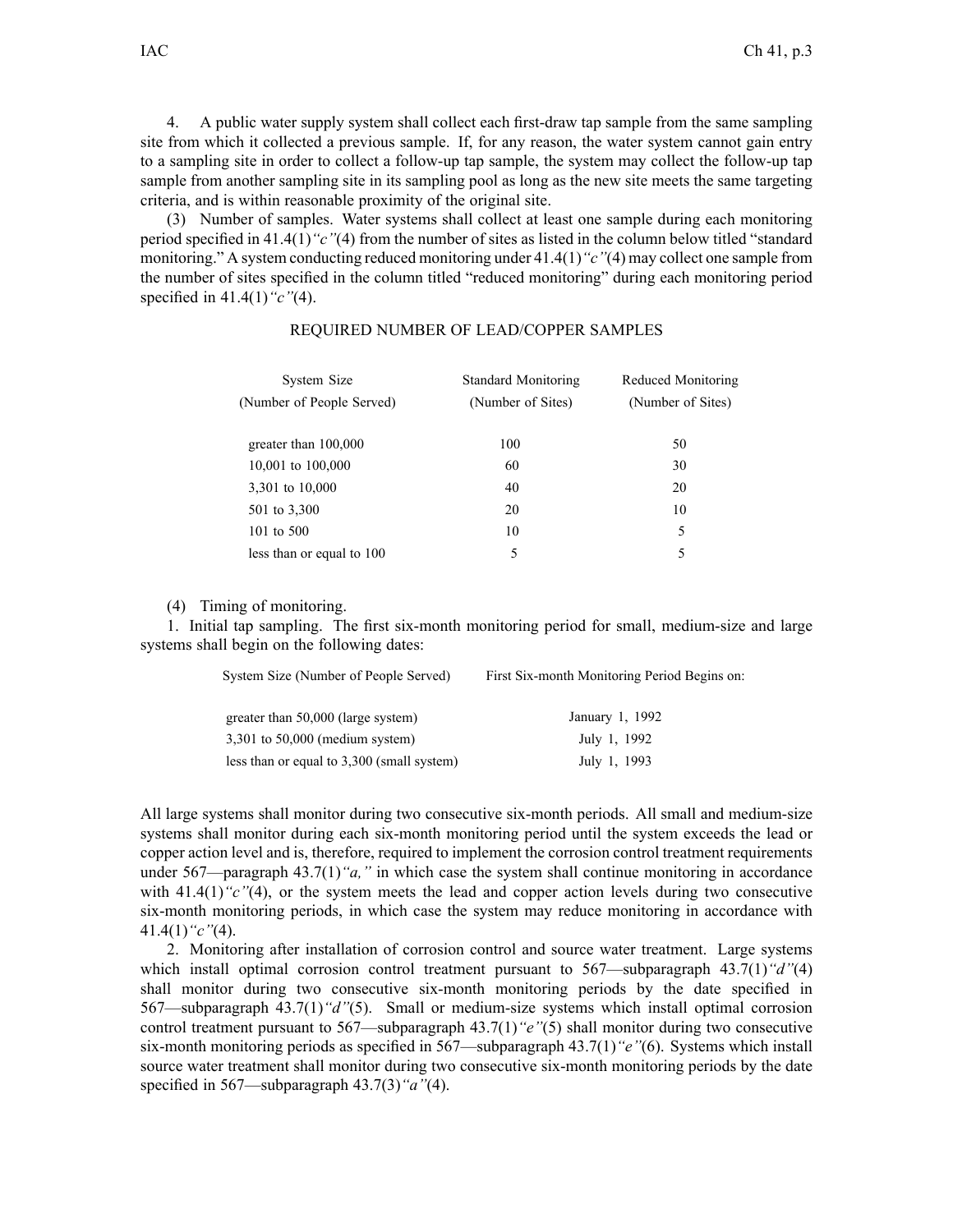4. A public water supply system shall collect each first-draw tap sample from the same sampling site from which it collected a previous sample. If, for any reason, the water system cannot gain entry to a sampling site in order to collect a follow-up tap sample, the system may collect the follow-up tap sample from another sampling site in its sampling pool as long as the new site meets the same targeting criteria, and is within reasonable proximity of the original site.

(3) Number of samples. Water systems shall collect at least one sample during each monitoring period specified in 41.4(1)*"c"*(4) from the number of sites as listed in the column below titled "standard monitoring." A system conducting reduced monitoring under 41.4(1)*"c"*(4) may collect one sample from the number of sites specified in the column titled "reduced monitoring" during each monitoring period specified in 41.4(1)*"c"*(4).

REQUIRED NUMBER OF LEAD/COPPER SAMPLES

| System Size (Number of People Served) | Standard Monitoring (Number of Sites) | Reduced Monitoring (Number of Sites) |
|---|---|---|
| greater than 100,000 | 100 | 50 |
| 10,001 to 100,000 | 60 | 30 |
| 3,301 to 10,000 | 40 | 20 |
| 501 to 3,300 | 20 | 10 |
| 101 to 500 | 10 | 5 |
| less than or equal to 100 | 5 | 5 |

(4) Timing of monitoring.

1. Initial tap sampling. The first six-month monitoring period for small, medium-size and large systems shall begin on the following dates:

| System Size (Number of People Served) | First Six-month Monitoring Period Begins on: |
|---|---|
| greater than 50,000 (large system) | January 1, 1992 |
| 3,301 to 50,000 (medium system) | July 1, 1992 |
| less than or equal to 3,300 (small system) | July 1, 1993 |

All large systems shall monitor during two consecutive six-month periods. All small and medium-size systems shall monitor during each six-month monitoring period until the system exceeds the lead or copper action level and is, therefore, required to implement the corrosion control treatment requirements under 567—paragraph 43.7(1)*"a,"* in which case the system shall continue monitoring in accordance with 41.4(1)*"c"*(4), or the system meets the lead and copper action levels during two consecutive six-month monitoring periods, in which case the system may reduce monitoring in accordance with 41.4(1)*"c"*(4).

2. Monitoring after installation of corrosion control and source water treatment. Large systems which install optimal corrosion control treatment pursuant to 567—subparagraph 43.7(1)*"d"*(4) shall monitor during two consecutive six-month monitoring periods by the date specified in 567—subparagraph 43.7(1)*"d"*(5). Small or medium-size systems which install optimal corrosion control treatment pursuant to 567—subparagraph 43.7(1)*"e"*(5) shall monitor during two consecutive six-month monitoring periods as specified in 567—subparagraph 43.7(1)*"e"*(6). Systems which install source water treatment shall monitor during two consecutive six-month monitoring periods by the date specified in 567—subparagraph 43.7(3)*"a"*(4).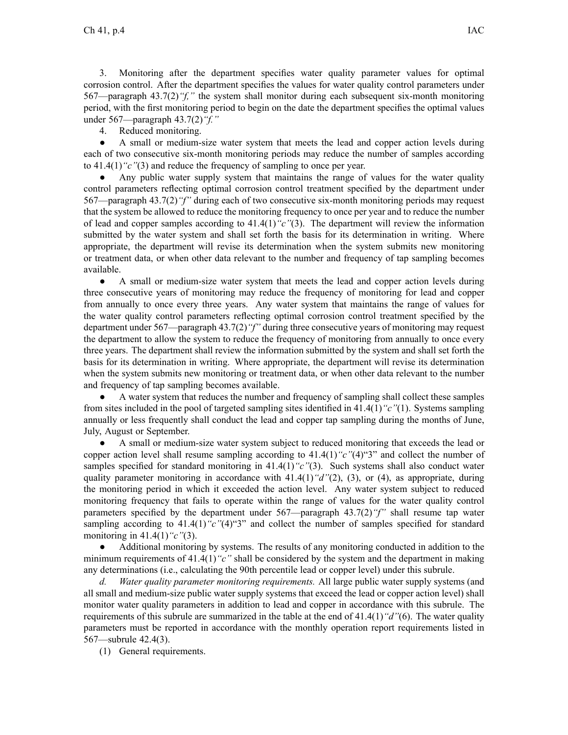3. Monitoring after the department specifies water quality parameter values for optimal corrosion control. After the department specifies the values for water quality control parameters under 567—paragraph 43.7(2)*"f,"* the system shall monitor during each subsequent six-month monitoring period, with the first monitoring period to begin on the date the department specifies the optimal values under 567—paragraph 43.7(2)*"f."*

4. Reduced monitoring.

- A small or medium-size water system that meets the lead and copper action levels during each of two consecutive six-month monitoring periods may reduce the number of samples according to 41.4(1)*"c"*(3) and reduce the frequency of sampling to once per year.
- Any public water supply system that maintains the range of values for the water quality control parameters reflecting optimal corrosion control treatment specified by the department under 567—paragraph 43.7(2)*"f"* during each of two consecutive six-month monitoring periods may request that the system be allowed to reduce the monitoring frequency to once per year and to reduce the number of lead and copper samples according to 41.4(1)*"c"*(3). The department will review the information submitted by the water system and shall set forth the basis for its determination in writing. Where appropriate, the department will revise its determination when the system submits new monitoring or treatment data, or when other data relevant to the number and frequency of tap sampling becomes available.
- A small or medium-size water system that meets the lead and copper action levels during three consecutive years of monitoring may reduce the frequency of monitoring for lead and copper from annually to once every three years. Any water system that maintains the range of values for the water quality control parameters reflecting optimal corrosion control treatment specified by the department under 567—paragraph 43.7(2)*"f"* during three consecutive years of monitoring may request the department to allow the system to reduce the frequency of monitoring from annually to once every three years. The department shall review the information submitted by the system and shall set forth the basis for its determination in writing. Where appropriate, the department will revise its determination when the system submits new monitoring or treatment data, or when other data relevant to the number and frequency of tap sampling becomes available.
- A water system that reduces the number and frequency of sampling shall collect these samples from sites included in the pool of targeted sampling sites identified in 41.4(1)*"c"*(1). Systems sampling annually or less frequently shall conduct the lead and copper tap sampling during the months of June, July, August or September.
- A small or medium-size water system subject to reduced monitoring that exceeds the lead or copper action level shall resume sampling according to 41.4(1)*"c"*(4)"3" and collect the number of samples specified for standard monitoring in 41.4(1)*"c"*(3). Such systems shall also conduct water quality parameter monitoring in accordance with 41.4(1)*"d"*(2), (3), or (4), as appropriate, during the monitoring period in which it exceeded the action level. Any water system subject to reduced monitoring frequency that fails to operate within the range of values for the water quality control parameters specified by the department under 567—paragraph 43.7(2)*"f"* shall resume tap water sampling according to 41.4(1)*"c"*(4)"3" and collect the number of samples specified for standard monitoring in 41.4(1)*"c"*(3).
- Additional monitoring by systems. The results of any monitoring conducted in addition to the minimum requirements of 41.4(1)*"c"* shall be considered by the system and the department in making any determinations (i.e., calculating the 90th percentile lead or copper level) under this subrule.

*d. Water quality parameter monitoring requirements.* All large public water supply systems (and all small and medium-size public water supply systems that exceed the lead or copper action level) shall monitor water quality parameters in addition to lead and copper in accordance with this subrule. The requirements of this subrule are summarized in the table at the end of 41.4(1)*"d"*(6). The water quality parameters must be reported in accordance with the monthly operation report requirements listed in 567—subrule 42.4(3).

(1) General requirements.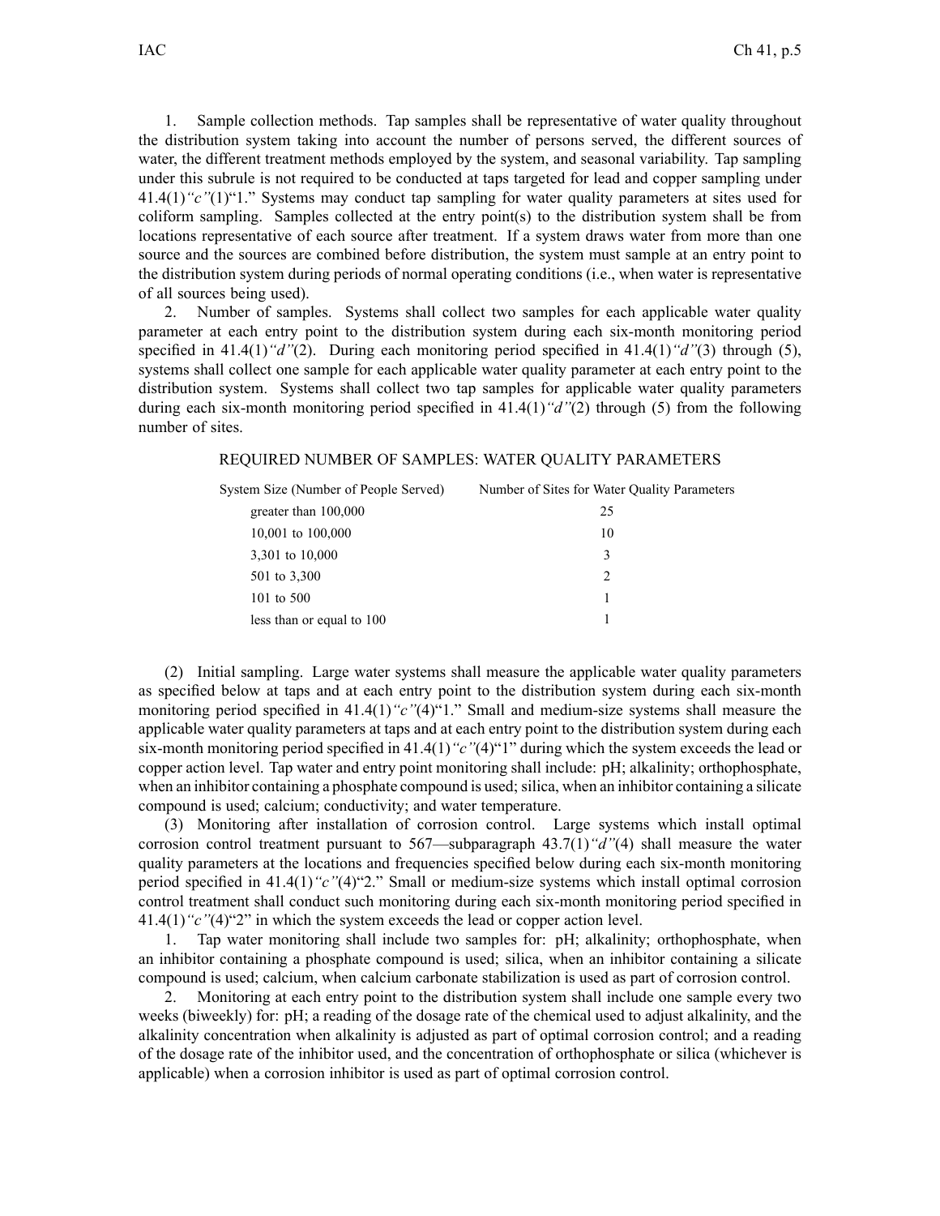1. Sample collection methods. Tap samples shall be representative of water quality throughout the distribution system taking into account the number of persons served, the different sources of water, the different treatment methods employed by the system, and seasonal variability. Tap sampling under this subrule is not required to be conducted at taps targeted for lead and copper sampling under 41.4(1)*"c"*(1)"1." Systems may conduct tap sampling for water quality parameters at sites used for coliform sampling. Samples collected at the entry point(s) to the distribution system shall be from locations representative of each source after treatment. If a system draws water from more than one source and the sources are combined before distribution, the system must sample at an entry point to the distribution system during periods of normal operating conditions (i.e., when water is representative of all sources being used).

2. Number of samples. Systems shall collect two samples for each applicable water quality parameter at each entry point to the distribution system during each six-month monitoring period specified in 41.4(1)*"d"*(2). During each monitoring period specified in 41.4(1)*"d"*(3) through (5), systems shall collect one sample for each applicable water quality parameter at each entry point to the distribution system. Systems shall collect two tap samples for applicable water quality parameters during each six-month monitoring period specified in 41.4(1)*"d"*(2) through (5) from the following number of sites.

REQUIRED NUMBER OF SAMPLES: WATER QUALITY PARAMETERS

| System Size (Number of People Served) | Number of Sites for Water Quality Parameters |
|---|---|
| greater than 100,000 | 25 |
| 10,001 to 100,000 | 10 |
| 3,301 to 10,000 | 3 |
| 501 to 3,300 | 2 |
| 101 to 500 | 1 |
| less than or equal to 100 | 1 |

(2) Initial sampling. Large water systems shall measure the applicable water quality parameters as specified below at taps and at each entry point to the distribution system during each six-month monitoring period specified in 41.4(1)*"c"*(4)"1." Small and medium-size systems shall measure the applicable water quality parameters at taps and at each entry point to the distribution system during each six-month monitoring period specified in 41.4(1)*"c"*(4)"1" during which the system exceeds the lead or copper action level. Tap water and entry point monitoring shall include: pH; alkalinity; orthophosphate, when an inhibitor containing a phosphate compound is used; silica, when an inhibitor containing a silicate compound is used; calcium; conductivity; and water temperature.

(3) Monitoring after installation of corrosion control. Large systems which install optimal corrosion control treatment pursuant to 567—subparagraph 43.7(1)*"d"*(4) shall measure the water quality parameters at the locations and frequencies specified below during each six-month monitoring period specified in 41.4(1)*"c"*(4)"2." Small or medium-size systems which install optimal corrosion control treatment shall conduct such monitoring during each six-month monitoring period specified in 41.4(1)*"c"*(4)"2" in which the system exceeds the lead or copper action level.

1. Tap water monitoring shall include two samples for: pH; alkalinity; orthophosphate, when an inhibitor containing a phosphate compound is used; silica, when an inhibitor containing a silicate compound is used; calcium, when calcium carbonate stabilization is used as part of corrosion control.

2. Monitoring at each entry point to the distribution system shall include one sample every two weeks (biweekly) for: pH; a reading of the dosage rate of the chemical used to adjust alkalinity, and the alkalinity concentration when alkalinity is adjusted as part of optimal corrosion control; and a reading of the dosage rate of the inhibitor used, and the concentration of orthophosphate or silica (whichever is applicable) when a corrosion inhibitor is used as part of optimal corrosion control.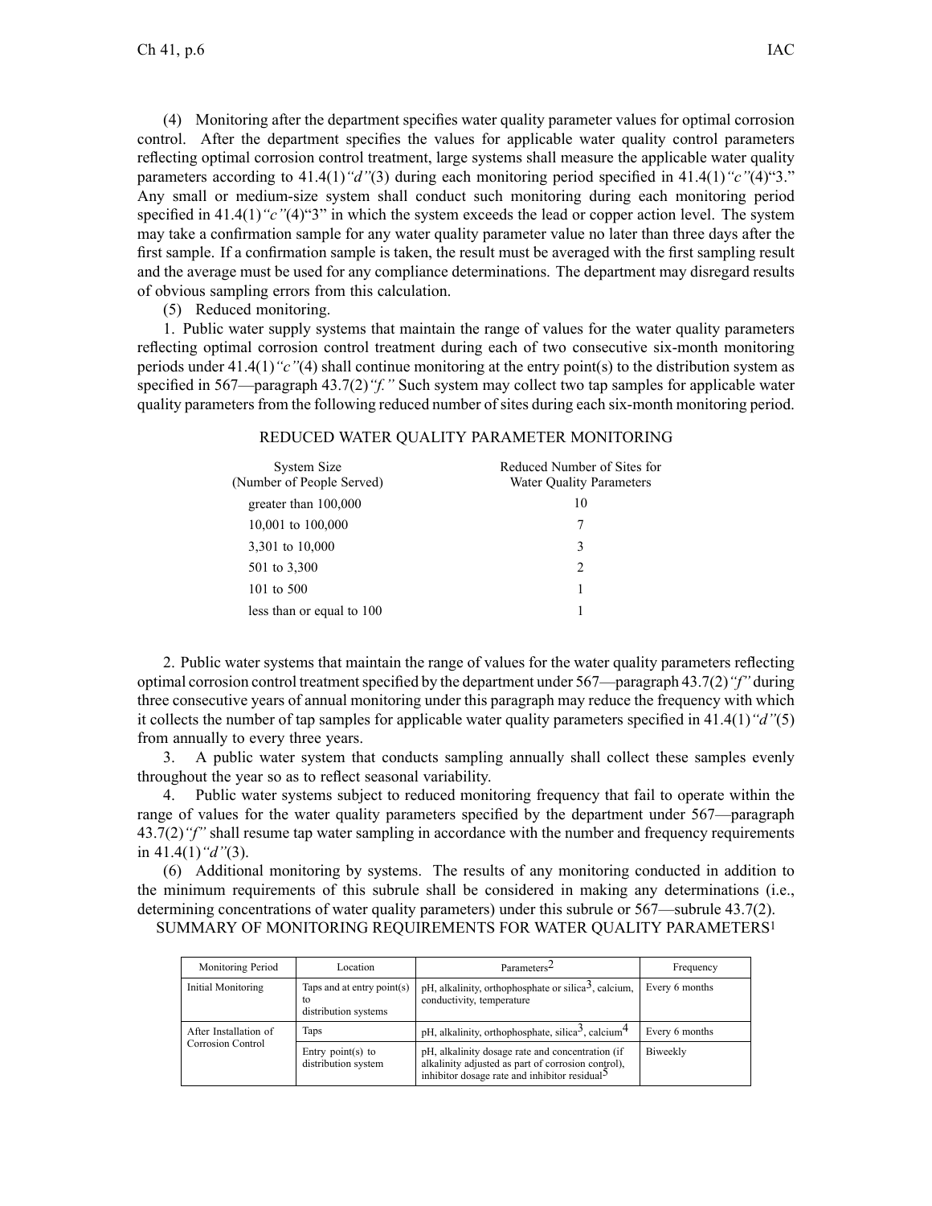(4) Monitoring after the department specifies water quality parameter values for optimal corrosion control. After the department specifies the values for applicable water quality control parameters reflecting optimal corrosion control treatment, large systems shall measure the applicable water quality parameters according to 41.4(1)*"d"*(3) during each monitoring period specified in 41.4(1)*"c"*(4)"3." Any small or medium-size system shall conduct such monitoring during each monitoring period specified in 41.4(1)*"c"*(4)"3" in which the system exceeds the lead or copper action level. The system may take a confirmation sample for any water quality parameter value no later than three days after the first sample. If a confirmation sample is taken, the result must be averaged with the first sampling result and the average must be used for any compliance determinations. The department may disregard results of obvious sampling errors from this calculation.

(5) Reduced monitoring.

1. Public water supply systems that maintain the range of values for the water quality parameters reflecting optimal corrosion control treatment during each of two consecutive six-month monitoring periods under 41.4(1)*"c"*(4) shall continue monitoring at the entry point(s) to the distribution system as specified in 567—paragraph 43.7(2)*"f."* Such system may collect two tap samples for applicable water quality parameters from the following reduced number of sites during each six-month monitoring period.

REDUCED WATER QUALITY PARAMETER MONITORING

| System Size (Number of People Served) | Reduced Number of Sites for Water Quality Parameters |
|---|---|
| greater than 100,000 | 10 |
| 10,001 to 100,000 | 7 |
| 3,301 to 10,000 | 3 |
| 501 to 3,300 | 2 |
| 101 to 500 | 1 |
| less than or equal to 100 | 1 |

2. Public water systems that maintain the range of values for the water quality parameters reflecting optimal corrosion control treatment specified by the department under 567—paragraph 43.7(2)*"f"* during three consecutive years of annual monitoring under this paragraph may reduce the frequency with which it collects the number of tap samples for applicable water quality parameters specified in 41.4(1)*"d"*(5) from annually to every three years.

3. A public water system that conducts sampling annually shall collect these samples evenly throughout the year so as to reflect seasonal variability.

4. Public water systems subject to reduced monitoring frequency that fail to operate within the range of values for the water quality parameters specified by the department under 567—paragraph 43.7(2)*"f"* shall resume tap water sampling in accordance with the number and frequency requirements in 41.4(1)*"d"*(3).

(6) Additional monitoring by systems. The results of any monitoring conducted in addition to the minimum requirements of this subrule shall be considered in making any determinations (i.e., determining concentrations of water quality parameters) under this subrule or 567—subrule 43.7(2).

SUMMARY OF MONITORING REQUIREMENTS FOR WATER QUALITY PARAMETERS[1]

| Monitoring Period | Location | Parameters[2] | Frequency |
|---|---|---|---|
| Initial Monitoring | Taps and at entry point(s) to distribution systems | pH, alkalinity, orthophosphate or silica[3], calcium, conductivity, temperature | Every 6 months |
| After Installation of Corrosion Control | Taps | pH, alkalinity, orthophosphate, silica[3], calcium[4] | Every 6 months |
| | Entry point(s) to distribution system | pH, alkalinity dosage rate and concentration (if alkalinity adjusted as part of corrosion control), inhibitor dosage rate and inhibitor residual[5] | Biweekly |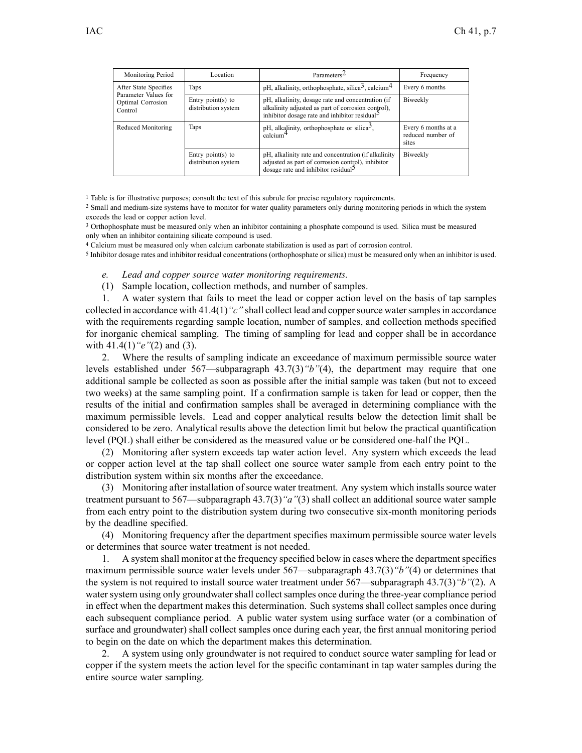| Monitoring Period | Location | Parameters[2] | Frequency |
|---|---|---|---|
| After State Specifies Parameter Values for Optimal Corrosion Control | Taps | pH, alkalinity, orthophosphate, silica[3], calcium[4] | Every 6 months |
| | Entry point(s) to distribution system | pH, alkalinity, dosage rate and concentration (if alkalinity adjusted as part of corrosion control), inhibitor dosage rate and inhibitor residual[5] | Biweekly |
| Reduced Monitoring | Taps | pH, alkalinity, orthophosphate or silica[3], calcium[4] | Every 6 months at a reduced number of sites |
| | Entry point(s) to distribution system | pH, alkalinity rate and concentration (if alkalinity adjusted as part of corrosion control), inhibitor dosage rate and inhibitor residual[5] | Biweekly |

[1] Table is for illustrative purposes; consult the text of this subrule for precise regulatory requirements.

[2] Small and medium-size systems have to monitor for water quality parameters only during monitoring periods in which the system exceeds the lead or copper action level.

[3] Orthophosphate must be measured only when an inhibitor containing a phosphate compound is used. Silica must be measured only when an inhibitor containing silicate compound is used.

[4] Calcium must be measured only when calcium carbonate stabilization is used as part of corrosion control.

[5] Inhibitor dosage rates and inhibitor residual concentrations (orthophosphate or silica) must be measured only when an inhibitor is used.

*e. Lead and copper source water monitoring requirements.*

(1) Sample location, collection methods, and number of samples.

1. A water system that fails to meet the lead or copper action level on the basis of tap samples collected in accordance with 41.4(1)*"c"* shall collect lead and copper source water samples in accordance with the requirements regarding sample location, number of samples, and collection methods specified for inorganic chemical sampling. The timing of sampling for lead and copper shall be in accordance with 41.4(1)*"e"*(2) and (3).

2. Where the results of sampling indicate an exceedance of maximum permissible source water levels established under 567—subparagraph 43.7(3)*"b"*(4), the department may require that one additional sample be collected as soon as possible after the initial sample was taken (but not to exceed two weeks) at the same sampling point. If a confirmation sample is taken for lead or copper, then the results of the initial and confirmation samples shall be averaged in determining compliance with the maximum permissible levels. Lead and copper analytical results below the detection limit shall be considered to be zero. Analytical results above the detection limit but below the practical quantification level (PQL) shall either be considered as the measured value or be considered one-half the PQL.

(2) Monitoring after system exceeds tap water action level. Any system which exceeds the lead or copper action level at the tap shall collect one source water sample from each entry point to the distribution system within six months after the exceedance.

(3) Monitoring after installation of source water treatment. Any system which installs source water treatment pursuant to 567—subparagraph 43.7(3)*"a"*(3) shall collect an additional source water sample from each entry point to the distribution system during two consecutive six-month monitoring periods by the deadline specified.

(4) Monitoring frequency after the department specifies maximum permissible source water levels or determines that source water treatment is not needed.

1. A system shall monitor at the frequency specified below in cases where the department specifies maximum permissible source water levels under 567—subparagraph 43.7(3)*"b"*(4) or determines that the system is not required to install source water treatment under 567—subparagraph 43.7(3)*"b"*(2). A water system using only groundwater shall collect samples once during the three-year compliance period in effect when the department makes this determination. Such systems shall collect samples once during each subsequent compliance period. A public water system using surface water (or a combination of surface and groundwater) shall collect samples once during each year, the first annual monitoring period to begin on the date on which the department makes this determination.

2. A system using only groundwater is not required to conduct source water sampling for lead or copper if the system meets the action level for the specific contaminant in tap water samples during the entire source water sampling.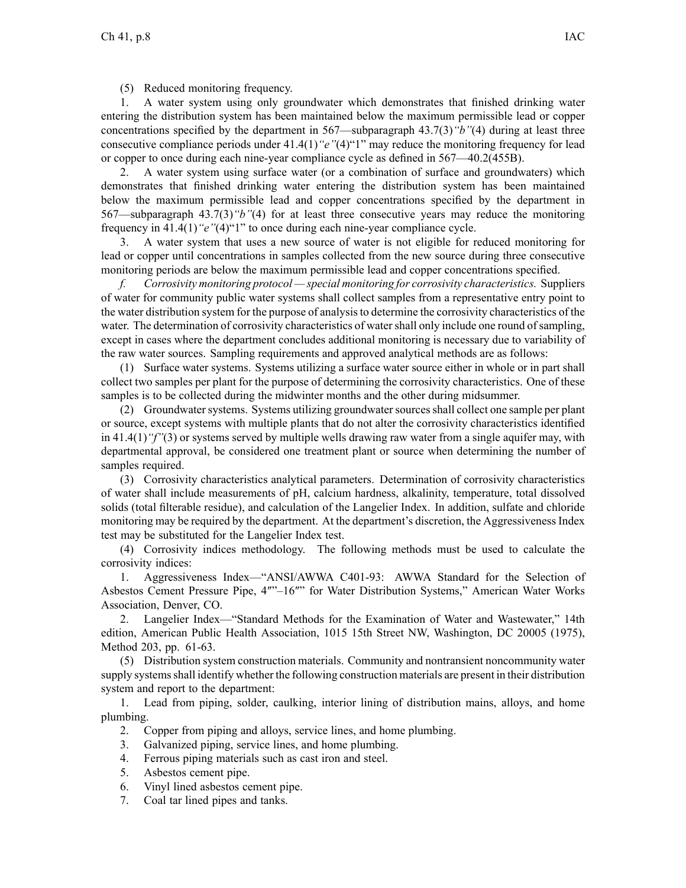(5) Reduced monitoring frequency.

1. A water system using only groundwater which demonstrates that finished drinking water entering the distribution system has been maintained below the maximum permissible lead or copper concentrations specified by the department in 567—subparagraph 43.7(3)*"b"*(4) during at least three consecutive compliance periods under 41.4(1)*"e"*(4)"1" may reduce the monitoring frequency for lead or copper to once during each nine-year compliance cycle as defined in 567—40.2(455B).

2. A water system using surface water (or a combination of surface and groundwaters) which demonstrates that finished drinking water entering the distribution system has been maintained below the maximum permissible lead and copper concentrations specified by the department in 567—subparagraph 43.7(3)*"b"*(4) for at least three consecutive years may reduce the monitoring frequency in 41.4(1)*"e"*(4)"1" to once during each nine-year compliance cycle.

3. A water system that uses a new source of water is not eligible for reduced monitoring for lead or copper until concentrations in samples collected from the new source during three consecutive monitoring periods are below the maximum permissible lead and copper concentrations specified.

*f. Corrosivity monitoring protocol — special monitoring for corrosivity characteristics.* Suppliers of water for community public water systems shall collect samples from a representative entry point to the water distribution system for the purpose of analysis to determine the corrosivity characteristics of the water. The determination of corrosivity characteristics of water shall only include one round of sampling, except in cases where the department concludes additional monitoring is necessary due to variability of the raw water sources. Sampling requirements and approved analytical methods are as follows:

(1) Surface water systems. Systems utilizing a surface water source either in whole or in part shall collect two samples per plant for the purpose of determining the corrosivity characteristics. One of these samples is to be collected during the midwinter months and the other during midsummer.

(2) Groundwater systems. Systems utilizing groundwater sources shall collect one sample per plant or source, except systems with multiple plants that do not alter the corrosivity characteristics identified in 41.4(1)*"f"*(3) or systems served by multiple wells drawing raw water from a single aquifer may, with departmental approval, be considered one treatment plant or source when determining the number of samples required.

(3) Corrosivity characteristics analytical parameters. Determination of corrosivity characteristics of water shall include measurements of pH, calcium hardness, alkalinity, temperature, total dissolved solids (total filterable residue), and calculation of the Langelier Index. In addition, sulfate and chloride monitoring may be required by the department. At the department's discretion, the Aggressiveness Index test may be substituted for the Langelier Index test.

(4) Corrosivity indices methodology. The following methods must be used to calculate the corrosivity indices:

1. Aggressiveness Index—"ANSI/AWWA C401-93: AWWA Standard for the Selection of Asbestos Cement Pressure Pipe, 4″"–16″" for Water Distribution Systems," American Water Works Association, Denver, CO.

2. Langelier Index—"Standard Methods for the Examination of Water and Wastewater," 14th edition, American Public Health Association, 1015 15th Street NW, Washington, DC 20005 (1975), Method 203, pp. 61-63.

(5) Distribution system construction materials. Community and nontransient noncommunity water supply systems shall identify whether the following construction materials are present in their distribution system and report to the department:

1. Lead from piping, solder, caulking, interior lining of distribution mains, alloys, and home plumbing.
2. Copper from piping and alloys, service lines, and home plumbing.
3. Galvanized piping, service lines, and home plumbing.
4. Ferrous piping materials such as cast iron and steel.
5. Asbestos cement pipe.
6. Vinyl lined asbestos cement pipe.
7. Coal tar lined pipes and tanks.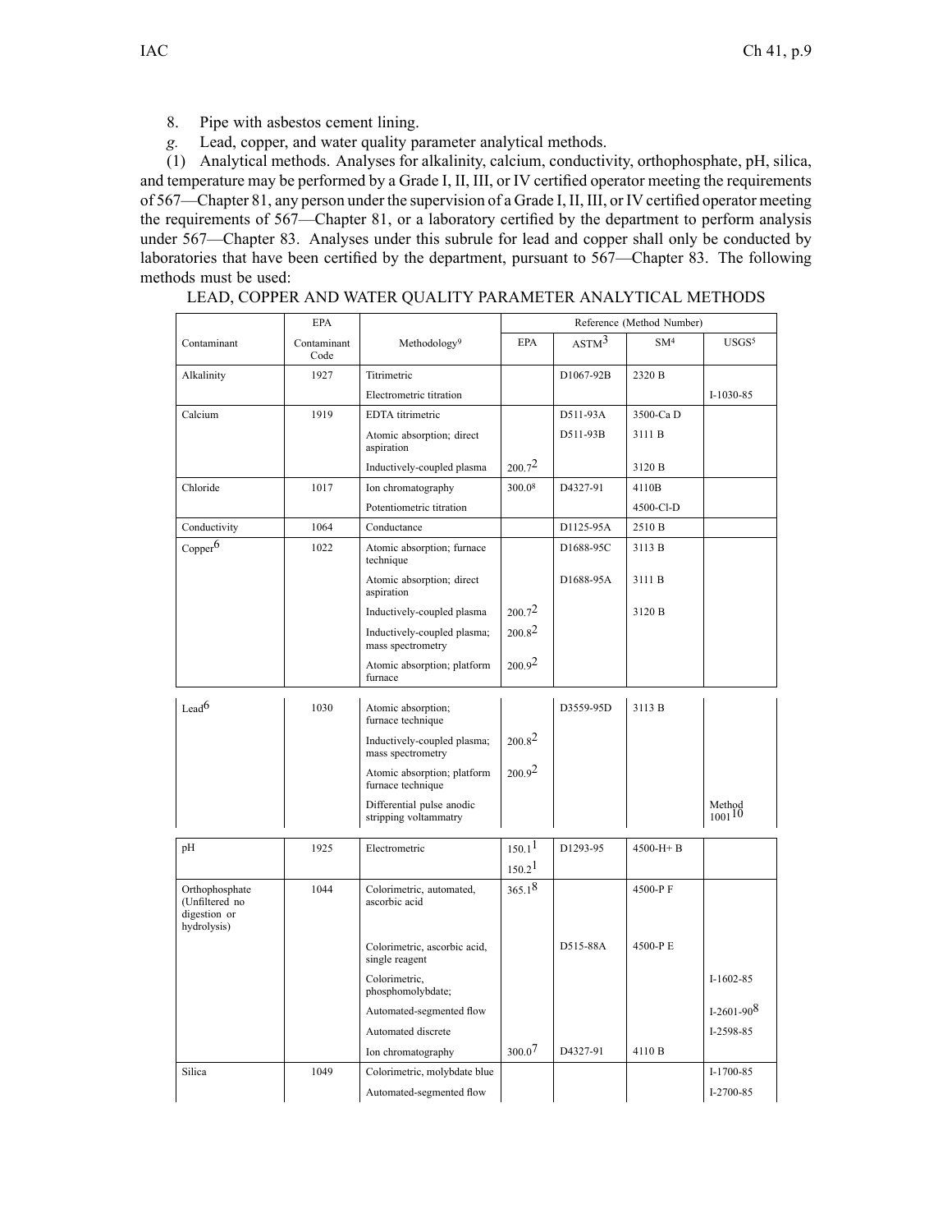8. Pipe with asbestos cement lining.

*g.* Lead, copper, and water quality parameter analytical methods.

(1) Analytical methods. Analyses for alkalinity, calcium, conductivity, orthophosphate, pH, silica, and temperature may be performed by a Grade I, II, III, or IV certified operator meeting the requirements of 567—Chapter 81, any person under the supervision of a Grade I, II, III, or IV certified operator meeting the requirements of 567—Chapter 81, or a laboratory certified by the department to perform analysis under 567—Chapter 83. Analyses under this subrule for lead and copper shall only be conducted by laboratories that have been certified by the department, pursuant to 567—Chapter 83. The following methods must be used:

LEAD, COPPER AND WATER QUALITY PARAMETER ANALYTICAL METHODS

| Contaminant | EPA Contaminant Code | Methodology[9] | Reference (Method Number) | | | |
|---|---|---|---|---|---|---|
| | | | EPA | ASTM[3] | SM[4] | USGS[5] |
| Alkalinity | 1927 | Titrimetric | | D1067-92B | 2320 B | |
| | | Electrometric titration | | | | I-1030-85 |
| Calcium | 1919 | EDTA titrimetric | | D511-93A | 3500-Ca D | |
| | | Atomic absorption; direct aspiration | | D511-93B | 3111 B | |
| | | Inductively-coupled plasma | 200.7[2] | | 3120 B | |
| Chloride | 1017 | Ion chromatography | 300.0[8] | D4327-91 | 4110B | |
| | | Potentiometric titration | | | 4500-Cl-D | |
| Conductivity | 1064 | Conductance | | D1125-95A | 2510 B | |
| Copper[6] | 1022 | Atomic absorption; furnace technique | | D1688-95C | 3113 B | |
| | | Atomic absorption; direct aspiration | | D1688-95A | 3111 B | |
| | | Inductively-coupled plasma | 200.7[2] | | 3120 B | |
| | | Inductively-coupled plasma; mass spectrometry | 200.8[2] | | | |
| | | Atomic absorption; platform furnace | 200.9[2] | | | |
| Lead[6] | 1030 | Atomic absorption; furnace technique | | D3559-95D | 3113 B | |
| | | Inductively-coupled plasma; mass spectrometry | 200.8[2] | | | |
| | | Atomic absorption; platform furnace technique | 200.9[2] | | | |
| | | Differential pulse anodic stripping voltammatry | | | | Method 1001[10] |
| pH | 1925 | Electrometric | 150.1[1] | D1293-95 | 4500-H+ B | |
| | | | 150.2[1] | | | |
| Orthophosphate (Unfiltered no digestion or hydrolysis) | 1044 | Colorimetric, automated, ascorbic acid | 365.1[8] | | 4500-P F | |
| | | Colorimetric, ascorbic acid, single reagent | | D515-88A | 4500-P E | |
| | | Colorimetric, phosphomolybdate; | | | | I-1602-85 |
| | | Automated-segmented flow | | | | I-2601-90[8] |
| | | Automated discrete | | | | I-2598-85 |
| | | Ion chromatography | 300.0[7] | D4327-91 | 4110 B | |
| Silica | 1049 | Colorimetric, molybdate blue | | | | I-1700-85 |
| | | Automated-segmented flow | | | | I-2700-85 |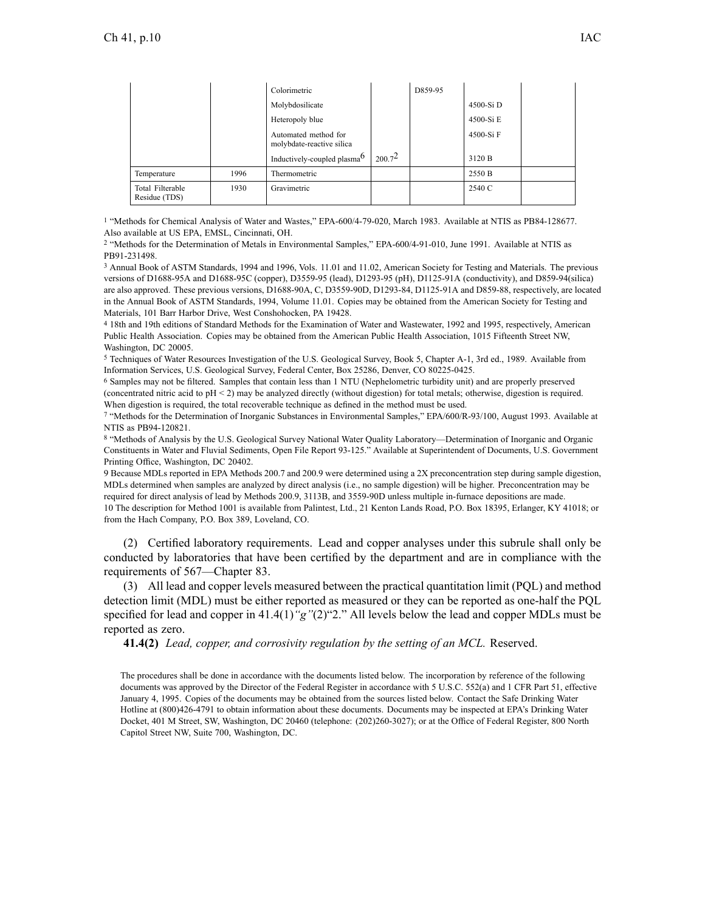| | | | | | | |
|---|---|---|---|---|---|---|
| | | Colorimetric | | D859-95 | | |
| | | Molybdosilicate | | | 4500-Si D | |
| | | Heteropoly blue | | | 4500-Si E | |
| | | Automated method for molybdate-reactive silica | | | 4500-Si F | |
| | | Inductively-coupled plasma[6] | 200.7[2] | | 3120 B | |
| Temperature | 1996 | Thermometric | | | 2550 B | |
| Total Filterable Residue (TDS) | 1930 | Gravimetric | | | 2540 C | |

[1] "Methods for Chemical Analysis of Water and Wastes," EPA-600/4-79-020, March 1983. Available at NTIS as PB84-128677. Also available at US EPA, EMSL, Cincinnati, OH.

[2] "Methods for the Determination of Metals in Environmental Samples," EPA-600/4-91-010, June 1991. Available at NTIS as PB91-231498.

[3] Annual Book of ASTM Standards, 1994 and 1996, Vols. 11.01 and 11.02, American Society for Testing and Materials. The previous versions of D1688-95A and D1688-95C (copper), D3559-95 (lead), D1293-95 (pH), D1125-91A (conductivity), and D859-94(silica) are also approved. These previous versions, D1688-90A, C, D3559-90D, D1293-84, D1125-91A and D859-88, respectively, are located in the Annual Book of ASTM Standards, 1994, Volume 11.01. Copies may be obtained from the American Society for Testing and Materials, 101 Barr Harbor Drive, West Conshohocken, PA 19428.

[4] 18th and 19th editions of Standard Methods for the Examination of Water and Wastewater, 1992 and 1995, respectively, American Public Health Association. Copies may be obtained from the American Public Health Association, 1015 Fifteenth Street NW, Washington, DC 20005.

[5] Techniques of Water Resources Investigation of the U.S. Geological Survey, Book 5, Chapter A-1, 3rd ed., 1989. Available from Information Services, U.S. Geological Survey, Federal Center, Box 25286, Denver, CO 80225-0425.

[6] Samples may not be filtered. Samples that contain less than 1 NTU (Nephelometric turbidity unit) and are properly preserved (concentrated nitric acid to pH < 2) may be analyzed directly (without digestion) for total metals; otherwise, digestion is required. When digestion is required, the total recoverable technique as defined in the method must be used.

[7] "Methods for the Determination of Inorganic Substances in Environmental Samples," EPA/600/R-93/100, August 1993. Available at NTIS as PB94-120821.

[8] "Methods of Analysis by the U.S. Geological Survey National Water Quality Laboratory—Determination of Inorganic and Organic Constituents in Water and Fluvial Sediments, Open File Report 93-125." Available at Superintendent of Documents, U.S. Government Printing Office, Washington, DC 20402.

9 Because MDLs reported in EPA Methods 200.7 and 200.9 were determined using a 2X preconcentration step during sample digestion, MDLs determined when samples are analyzed by direct analysis (i.e., no sample digestion) will be higher. Preconcentration may be required for direct analysis of lead by Methods 200.9, 3113B, and 3559-90D unless multiple in-furnace depositions are made.

10 The description for Method 1001 is available from Palintest, Ltd., 21 Kenton Lands Road, P.O. Box 18395, Erlanger, KY 41018; or from the Hach Company, P.O. Box 389, Loveland, CO.

(2) Certified laboratory requirements. Lead and copper analyses under this subrule shall only be conducted by laboratories that have been certified by the department and are in compliance with the requirements of 567—Chapter 83.

(3) All lead and copper levels measured between the practical quantitation limit (PQL) and method detection limit (MDL) must be either reported as measured or they can be reported as one-half the PQL specified for lead and copper in 41.4(1)*"g"*(2)"2." All levels below the lead and copper MDLs must be reported as zero.

**41.4(2)** *Lead, copper, and corrosivity regulation by the setting of an MCL.* Reserved.

The procedures shall be done in accordance with the documents listed below. The incorporation by reference of the following documents was approved by the Director of the Federal Register in accordance with 5 U.S.C. 552(a) and 1 CFR Part 51, effective January 4, 1995. Copies of the documents may be obtained from the sources listed below. Contact the Safe Drinking Water Hotline at (800)426-4791 to obtain information about these documents. Documents may be inspected at EPA's Drinking Water Docket, 401 M Street, SW, Washington, DC 20460 (telephone: (202)260-3027); or at the Office of Federal Register, 800 North Capitol Street NW, Suite 700, Washington, DC.